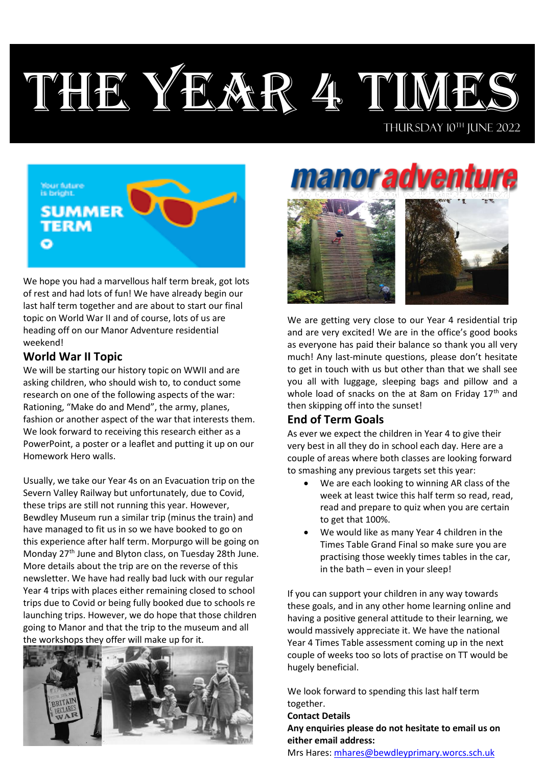# The Year 4 Times

Thursday 10th June 2022

We hope you had a marvellous half term break, got lots of rest and had lots of fun! We have already begin our last half term together and are about to start our final topic on World War II and of course, lots of us are heading off on our Manor Adventure residential weekend!

## World War II Topic

We will be starting our history topic on WWII and are asking children, who should wish to, to conduct some research on one of the following aspects of the war: Rationing, "Make do and Mend", the army, planes, fashion or another aspect of the war that interests them. We look forward to receiving this research either as a PowerPoint, a poster or a leaflet and putting it up on our Homework Hero walls.

Usually, we take our Year 4s on an Evacuation trip on the Severn Valley Railway but unfortunately, due to Covid, these trips are still not running this year. However, Bewdley Museum run a similar trip (minus the train) and have managed to fit us in so we have booked to go on this experience after half term. Morpurgo will be going on Monday 27th June and Blyton class, on Tuesday 28th June. More details about the trip are on the reverse of this newsletter. We have had really bad luck with our regular Year 4 trips with places either remaining closed to school trips due to Covid or being fully booked due to schools re launching trips. However, we do hope that those children going to Manor and that the trip to the museum and all the workshops they offer will make up for it.

## Manor Adventure

We are getting very close to our Year 4 residential trip and are very excited! We are in the office's good books as everyone has paid their balance so thank you all very much! Any last-minute questions, please don't hesitate to get in touch with us but other than that we shall see you all with luggage, sleeping bags and pillow and a whole load of snacks on the at 8am on Friday 17th and then skipping off into the sunset!

## End of Term Goals

As ever we expect the children in Year 4 to give their very best in all they do in school each day. Here are a couple of areas where both classes are looking forward to smashing any previous targets set this year:

- We are each looking to winning AR class of the week at least twice this half term so read, read, read and prepare to quiz when you are certain to get that 100%.
- We would like as many Year 4 children in the Times Table Grand Final so make sure you are practising those weekly times tables in the car, in the bath – even in your sleep!

If you can support your children in any way towards these goals, and in any other home learning online and having a positive general attitude to their learning, we would massively appreciate it. We have the national Year 4 Times Table assessment coming up in the next couple of weeks too so lots of practise on TT would be hugely beneficial.

We look forward to spending this last half term together.

**Contact Details**

**Any enquiries please do not hesitate to email us on either email address:**

Mrs Hares: mhares@bewdleyprimary.worcs.sch.uk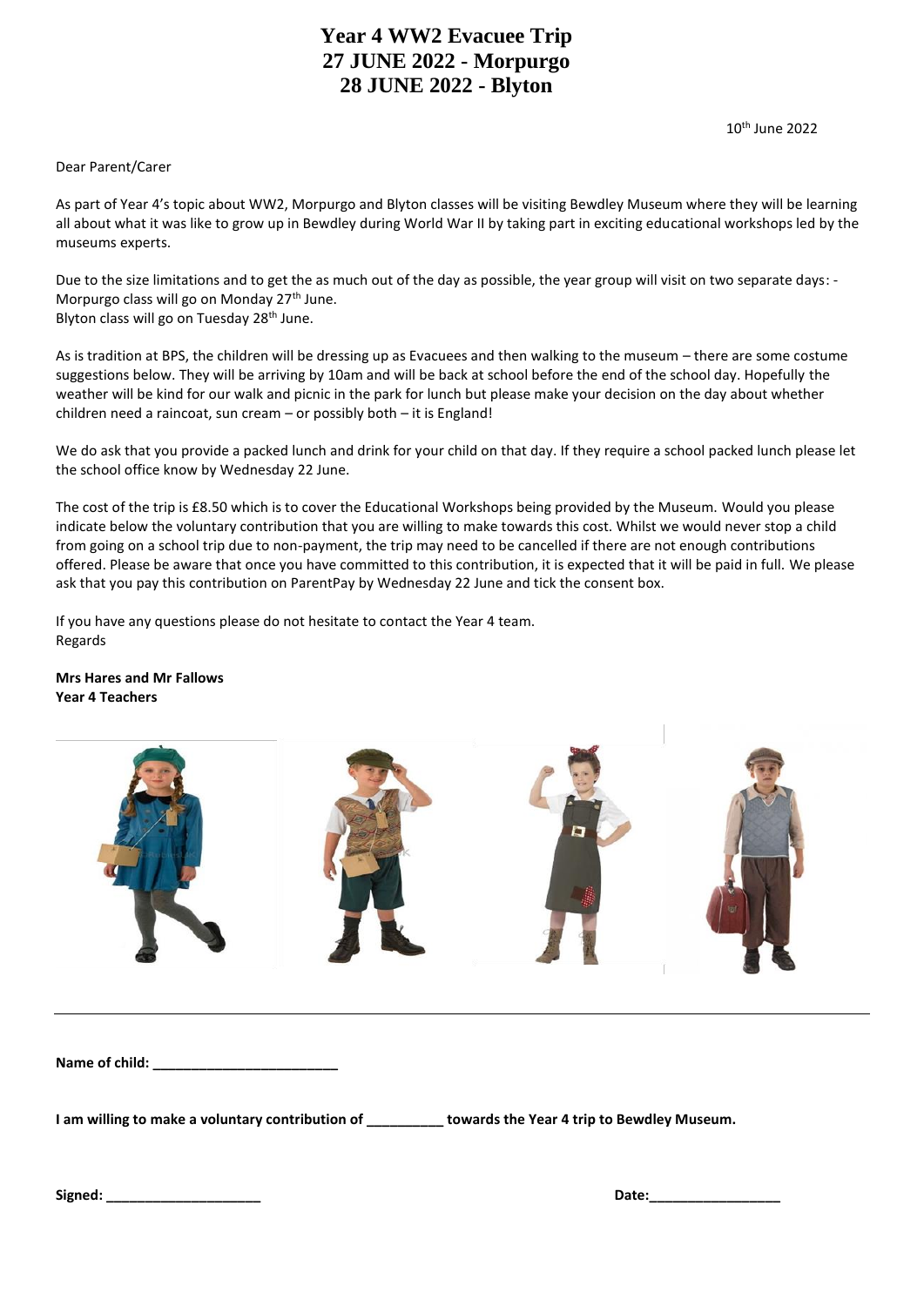# Year 4 WW2 Evacuee Trip
# 27 JUNE 2022 - Morpurgo
# 28 JUNE 2022 - Blyton

10th June 2022

Dear Parent/Carer

As part of Year 4's topic about WW2, Morpurgo and Blyton classes will be visiting Bewdley Museum where they will be learning all about what it was like to grow up in Bewdley during World War II by taking part in exciting educational workshops led by the museums experts.

Due to the size limitations and to get the as much out of the day as possible, the year group will visit on two separate days: -
Morpurgo class will go on Monday 27th June.
Blyton class will go on Tuesday 28th June.

As is tradition at BPS, the children will be dressing up as Evacuees and then walking to the museum – there are some costume suggestions below. They will be arriving by 10am and will be back at school before the end of the school day. Hopefully the weather will be kind for our walk and picnic in the park for lunch but please make your decision on the day about whether children need a raincoat, sun cream – or possibly both – it is England!

We do ask that you provide a packed lunch and drink for your child on that day. If they require a school packed lunch please let the school office know by Wednesday 22 June.

The cost of the trip is £8.50 which is to cover the Educational Workshops being provided by the Museum. Would you please indicate below the voluntary contribution that you are willing to make towards this cost. Whilst we would never stop a child from going on a school trip due to non-payment, the trip may need to be cancelled if there are not enough contributions offered. Please be aware that once you have committed to this contribution, it is expected that it will be paid in full. We please ask that you pay this contribution on ParentPay by Wednesday 22 June and tick the consent box.

If you have any questions please do not hesitate to contact the Year 4 team.
Regards

**Mrs Hares and Mr Fallows**
**Year 4 Teachers**

---

**Name of child: ________________________**

**I am willing to make a voluntary contribution of __________ towards the Year 4 trip to Bewdley Museum.**

**Signed: ____________________** **Date:_________________**